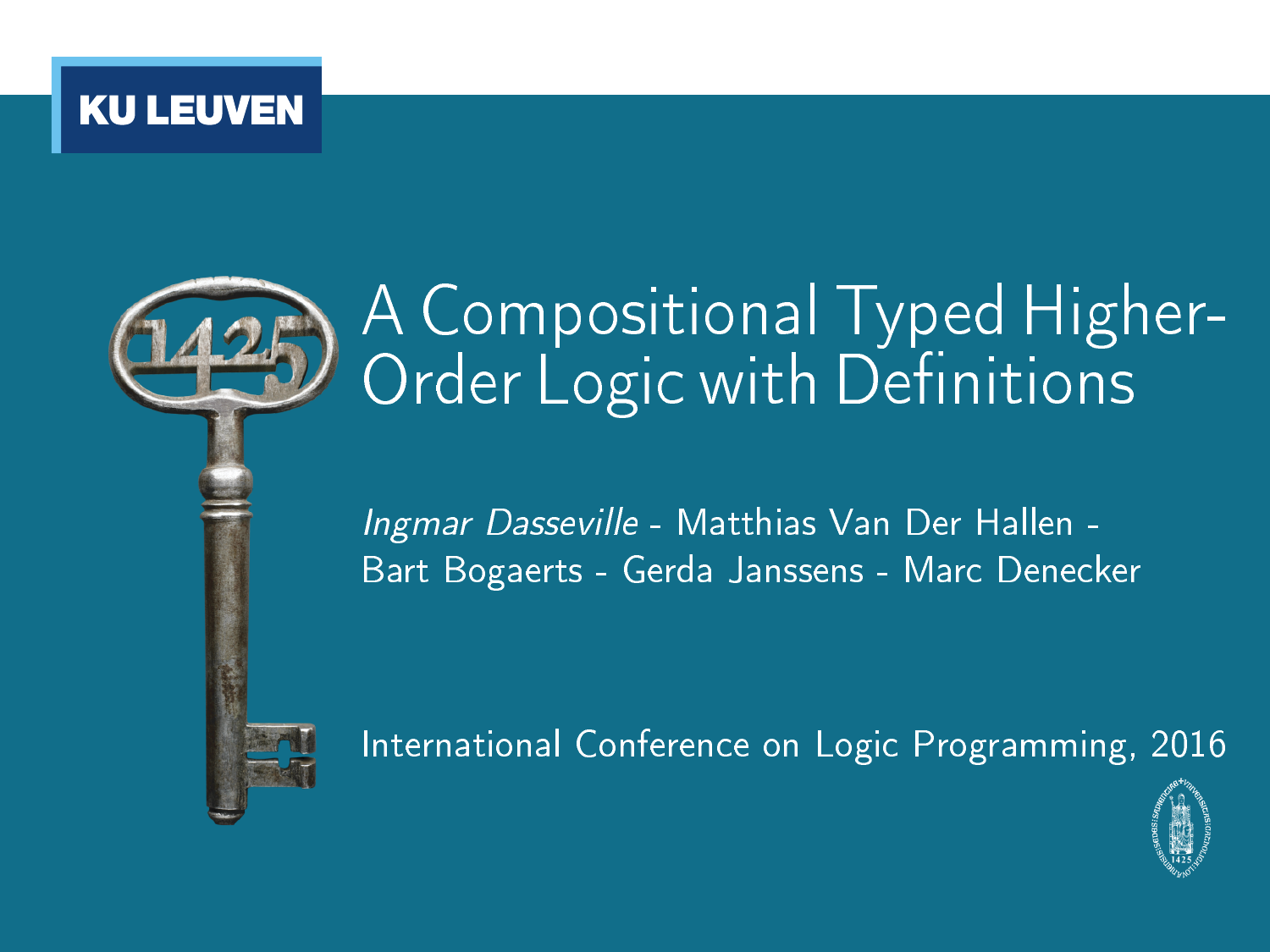KU LEUVEN

# A Compositional Typed Higher-Order Logic with Definitions

*Ingmar Dasseville* - Matthias Van Der Hallen - Bart Bogaerts - Gerda Janssens - Marc Denecker

International Conference on Logic Programming, 2016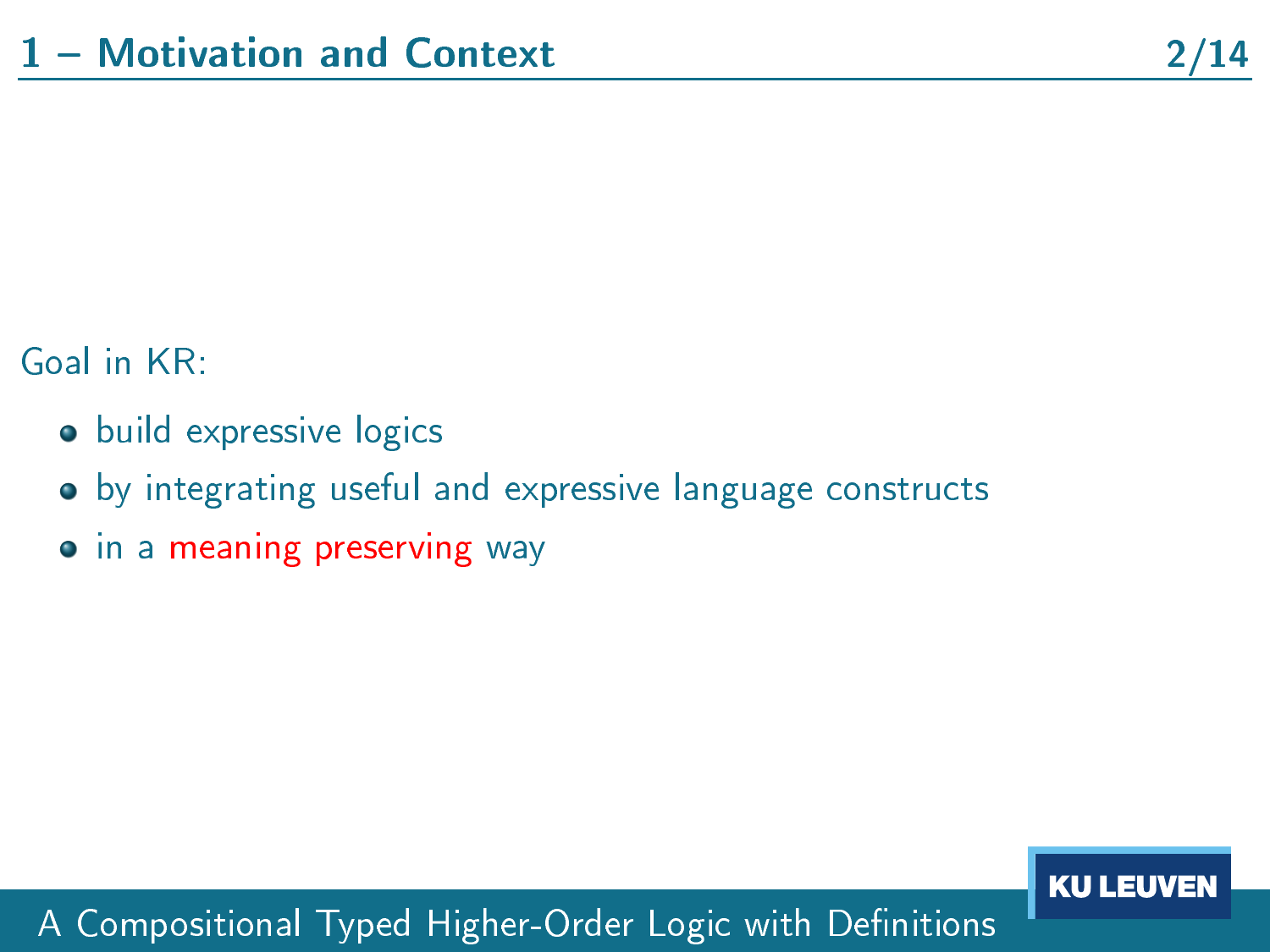# 1 – Motivation and Context

Goal in KR:

- build expressive logics
- by integrating useful and expressive language constructs
- in a meaning preserving way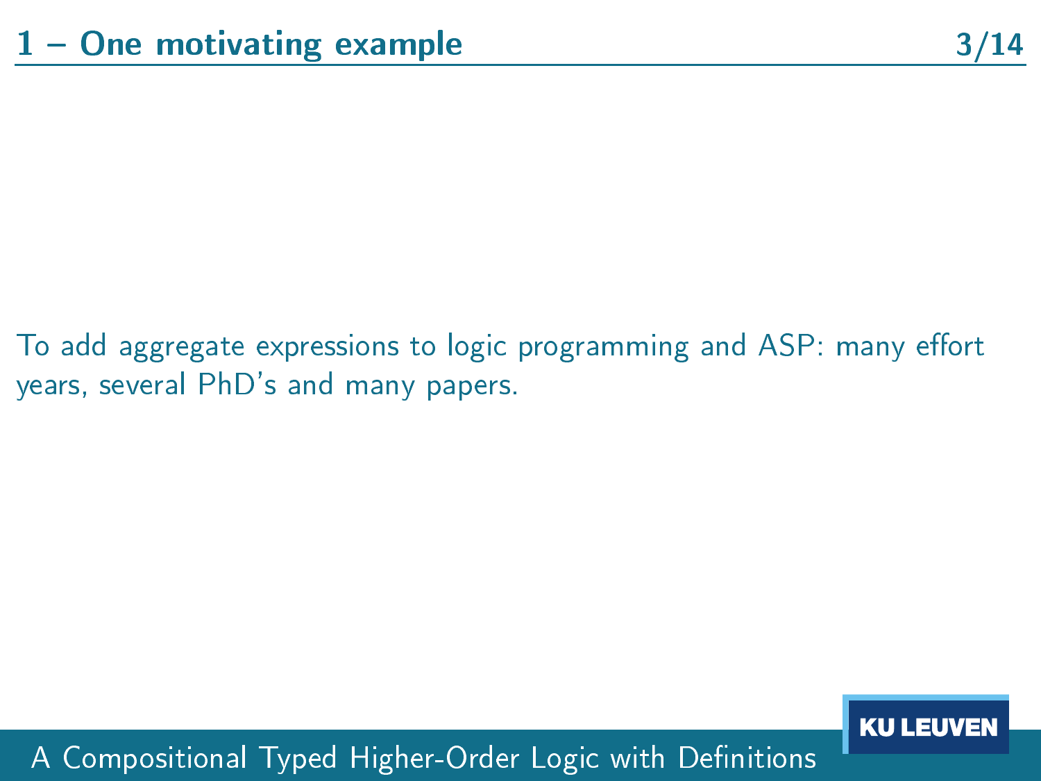# 1 – One motivating example

To add aggregate expressions to logic programming and ASP: many effort years, several PhD's and many papers.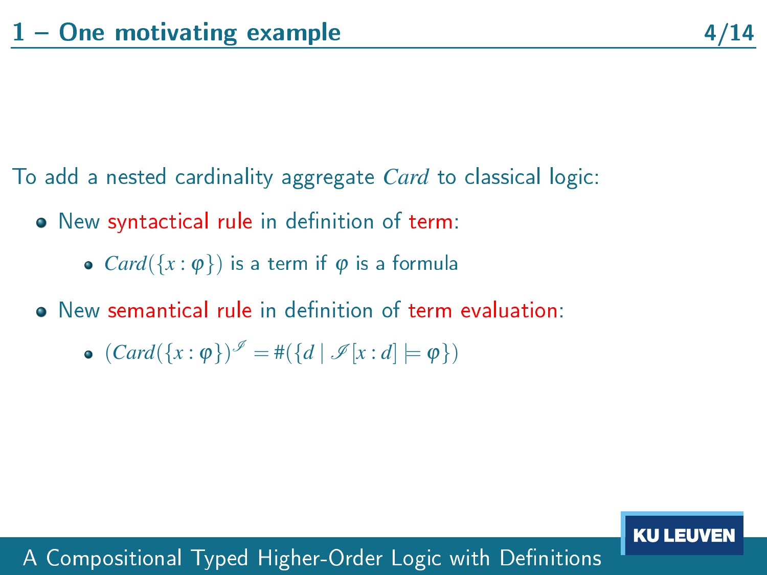# 1 – One motivating example

To add a nested cardinality aggregate $Card$ to classical logic:

- New syntactical rule in definition of term:
  - $Card(\{x : \varphi\})$ is a term if $\varphi$ is a formula
- New semantical rule in definition of term evaluation:
  - $(Card(\{x : \varphi\})^{\mathscr{I}} = \#(\{d \mid \mathscr{I}[x : d] \models \varphi\})$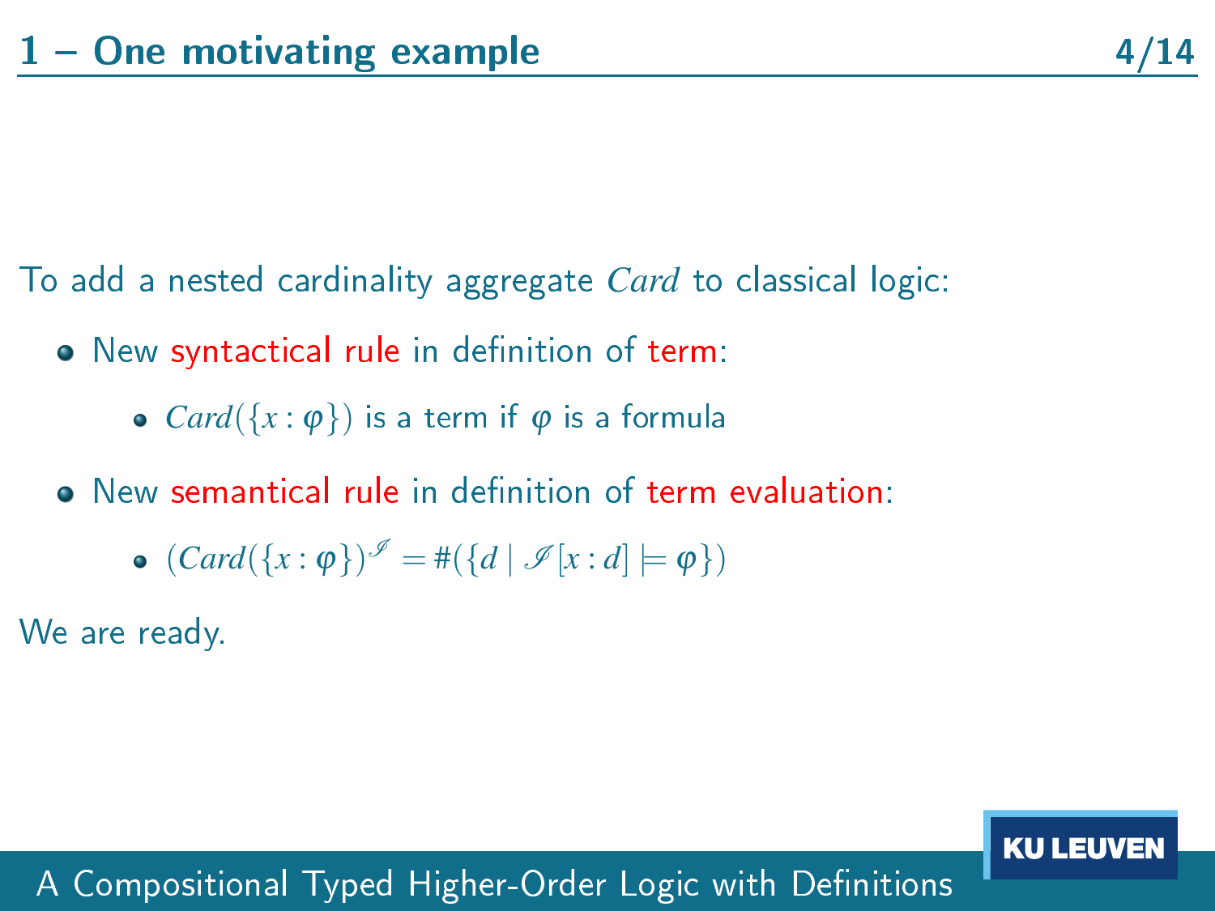# 1 – One motivating example

To add a nested cardinality aggregate $Card$ to classical logic:

- New syntactical rule in definition of term:
  - $Card(\{x : \varphi\})$ is a term if $\varphi$ is a formula
- New semantical rule in definition of term evaluation:
  - $(Card(\{x : \varphi\})^{\mathscr{I}} = \#(\{d \mid \mathscr{I}[x : d] \models \varphi\})$

We are ready.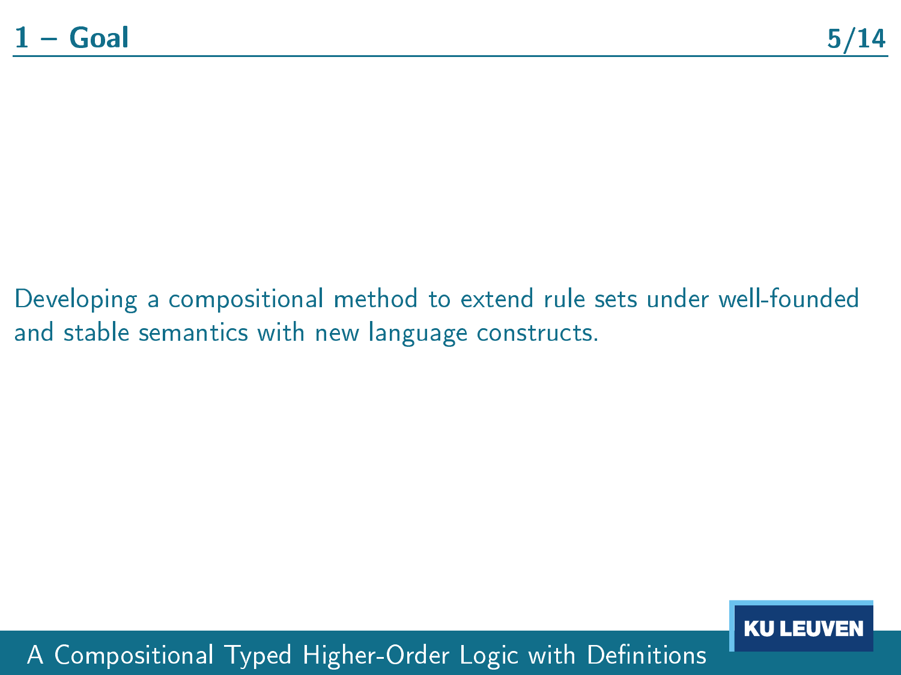# 1 – Goal

Developing a compositional method to extend rule sets under well-founded and stable semantics with new language constructs.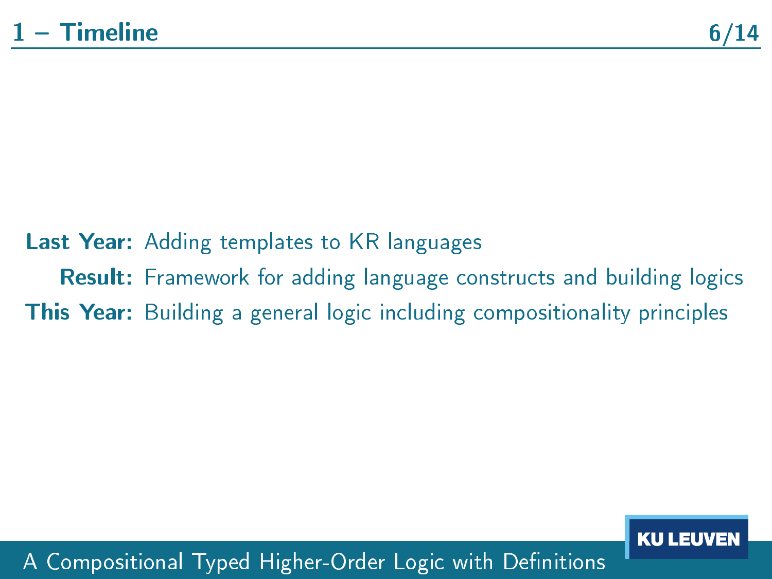# 1 – Timeline

**Last Year:** Adding templates to KR languages

**Result:** Framework for adding language constructs and building logics

**This Year:** Building a general logic including compositionality principles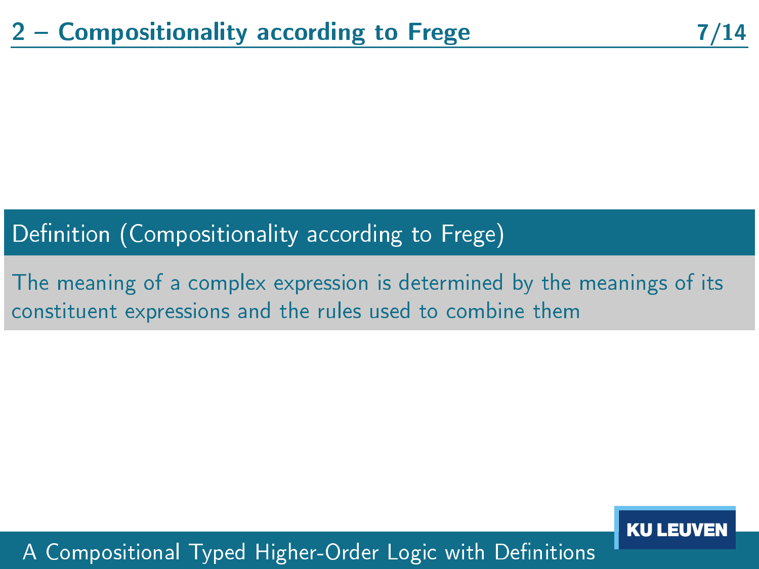## 2 – Compositionality according to Frege

**Definition (Compositionality according to Frege)**

The meaning of a complex expression is determined by the meanings of its constituent expressions and the rules used to combine them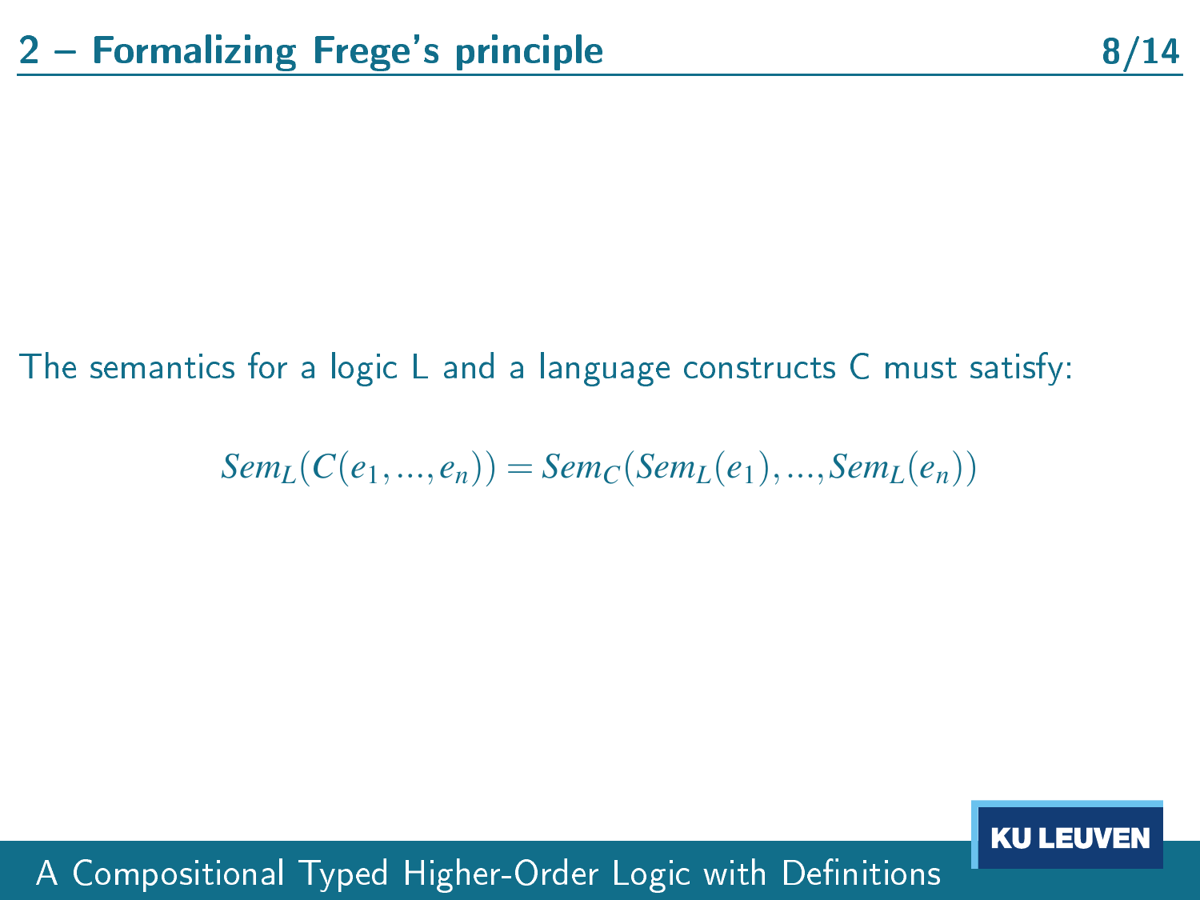## 2 – Formalizing Frege's principle

The semantics for a logic L and a language constructs C must satisfy:

$$Sem_L(C(e_1,...,e_n)) = Sem_C(Sem_L(e_1),...,Sem_L(e_n))$$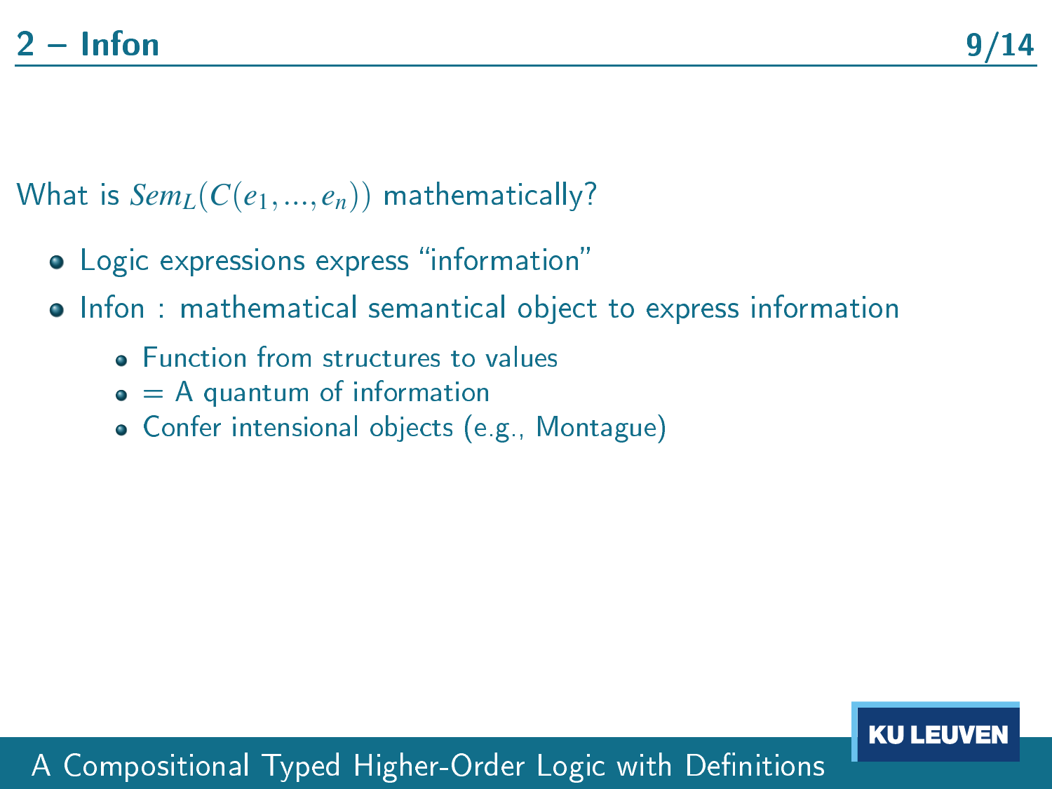## 2 – Infon

What is $Sem_L(C(e_1,...,e_n))$ mathematically?

- Logic expressions express "information"
- Infon : mathematical semantical object to express information
  - Function from structures to values
  - = A quantum of information
  - Confer intensional objects (e.g., Montague)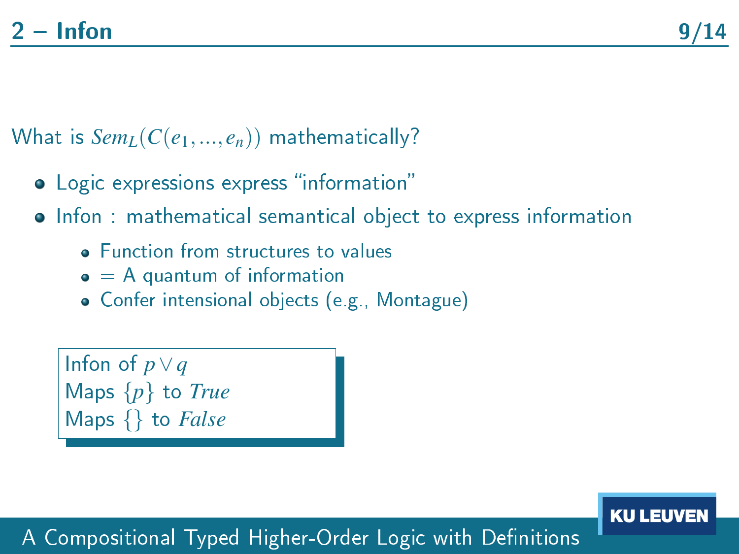## 2 – Infon

What is $Sem_L(C(e_1, ..., e_n))$ mathematically?

- Logic expressions express "information"
- Infon : mathematical semantical object to express information
  - Function from structures to values
  - = A quantum of information
  - Confer intensional objects (e.g., Montague)

> Infon of $p \vee q$
> Maps $\{p\}$ to *True*
> Maps $\{\}$ to *False*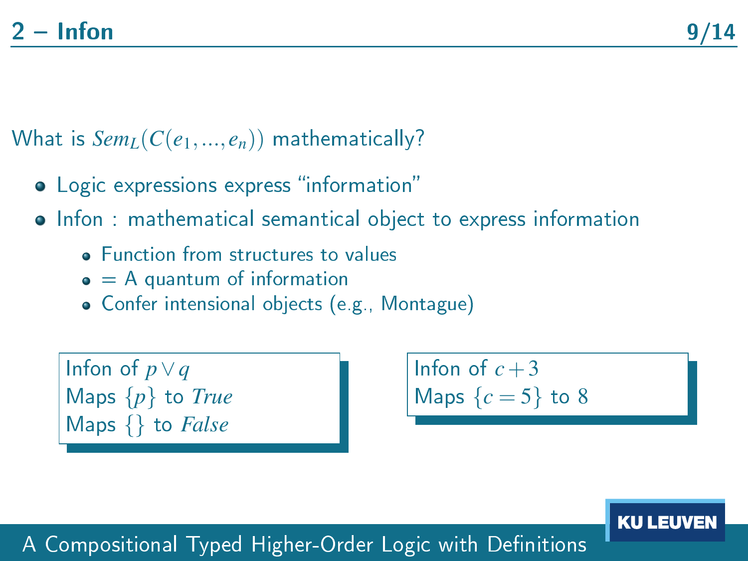## 2 – Infon

What is $Sem_L(C(e_1, ..., e_n))$ mathematically?

- Logic expressions express "information"
- Infon : mathematical semantical object to express information
  - Function from structures to values
  - = A quantum of information
  - Confer intensional objects (e.g., Montague)

Infon of $p \vee q$
Maps $\{p\}$ to *True*
Maps $\{\}$ to *False*

Infon of $c + 3$
Maps $\{c = 5\}$ to 8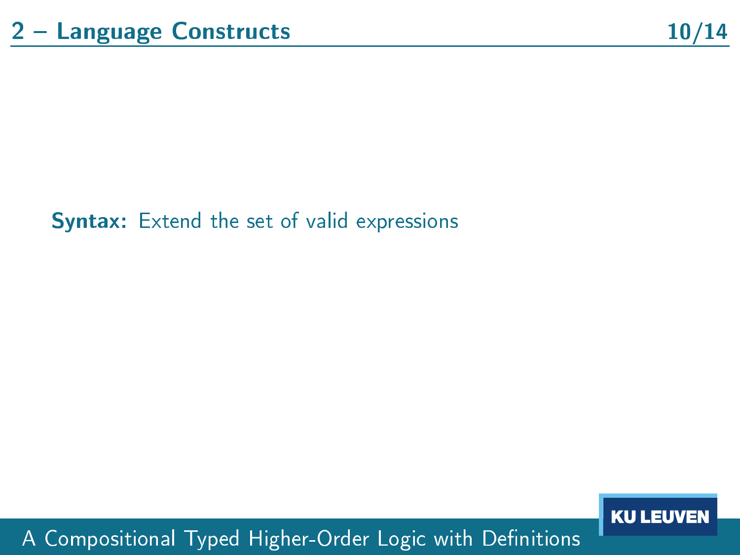## 2 – Language Constructs

**Syntax:** Extend the set of valid expressions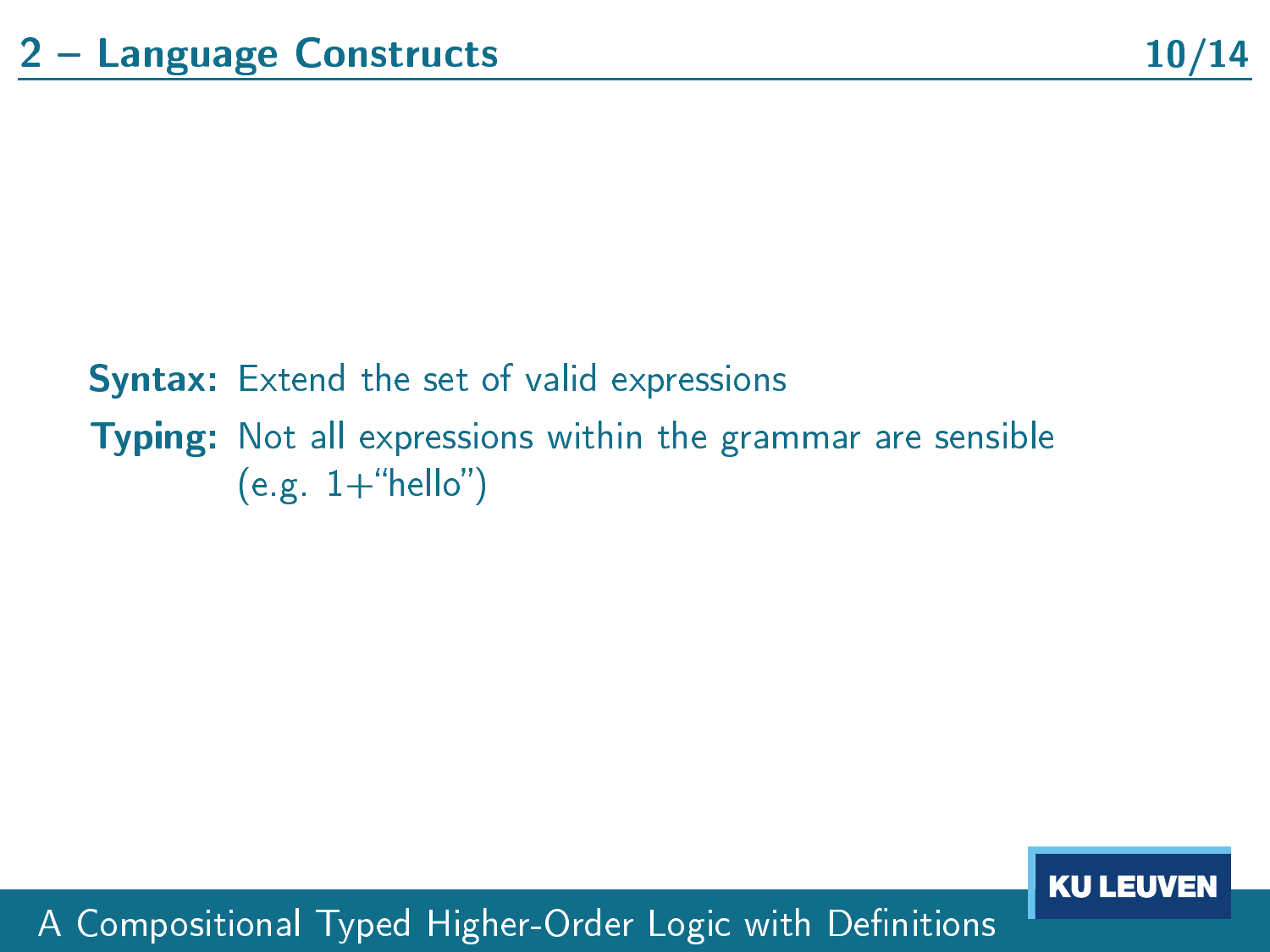## 2 – Language Constructs

**Syntax:** Extend the set of valid expressions

**Typing:** Not all expressions within the grammar are sensible (e.g. 1+"hello")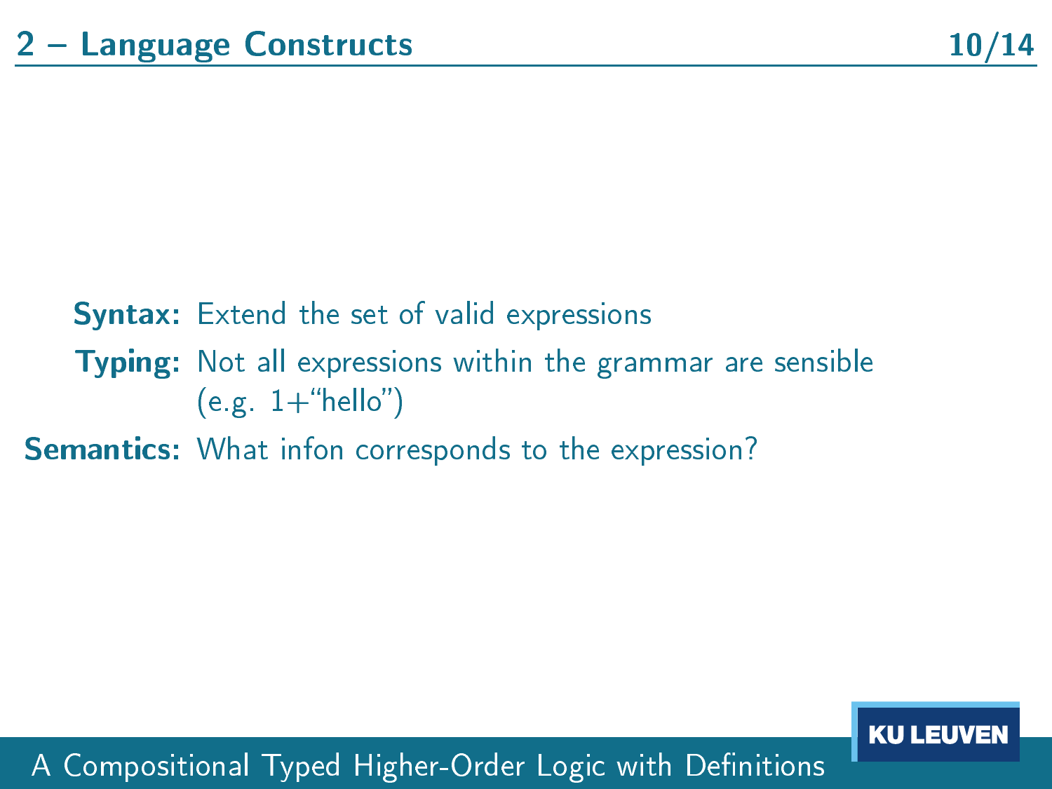## 2 – Language Constructs

**Syntax:** Extend the set of valid expressions

**Typing:** Not all expressions within the grammar are sensible (e.g. 1+“hello”)

**Semantics:** What infon corresponds to the expression?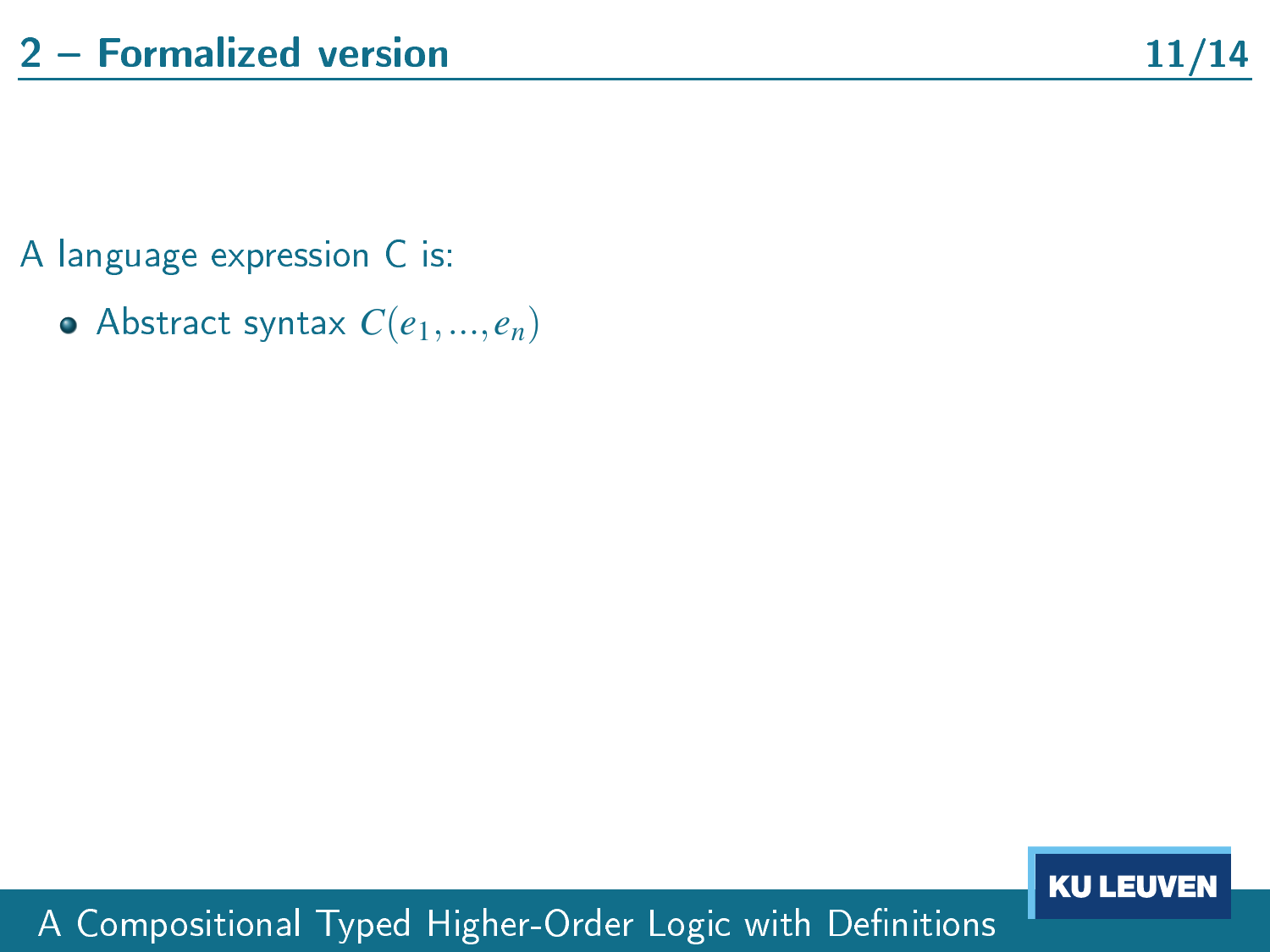## 2 – Formalized version

A language expression C is:

- Abstract syntax $C(e_1, ..., e_n)$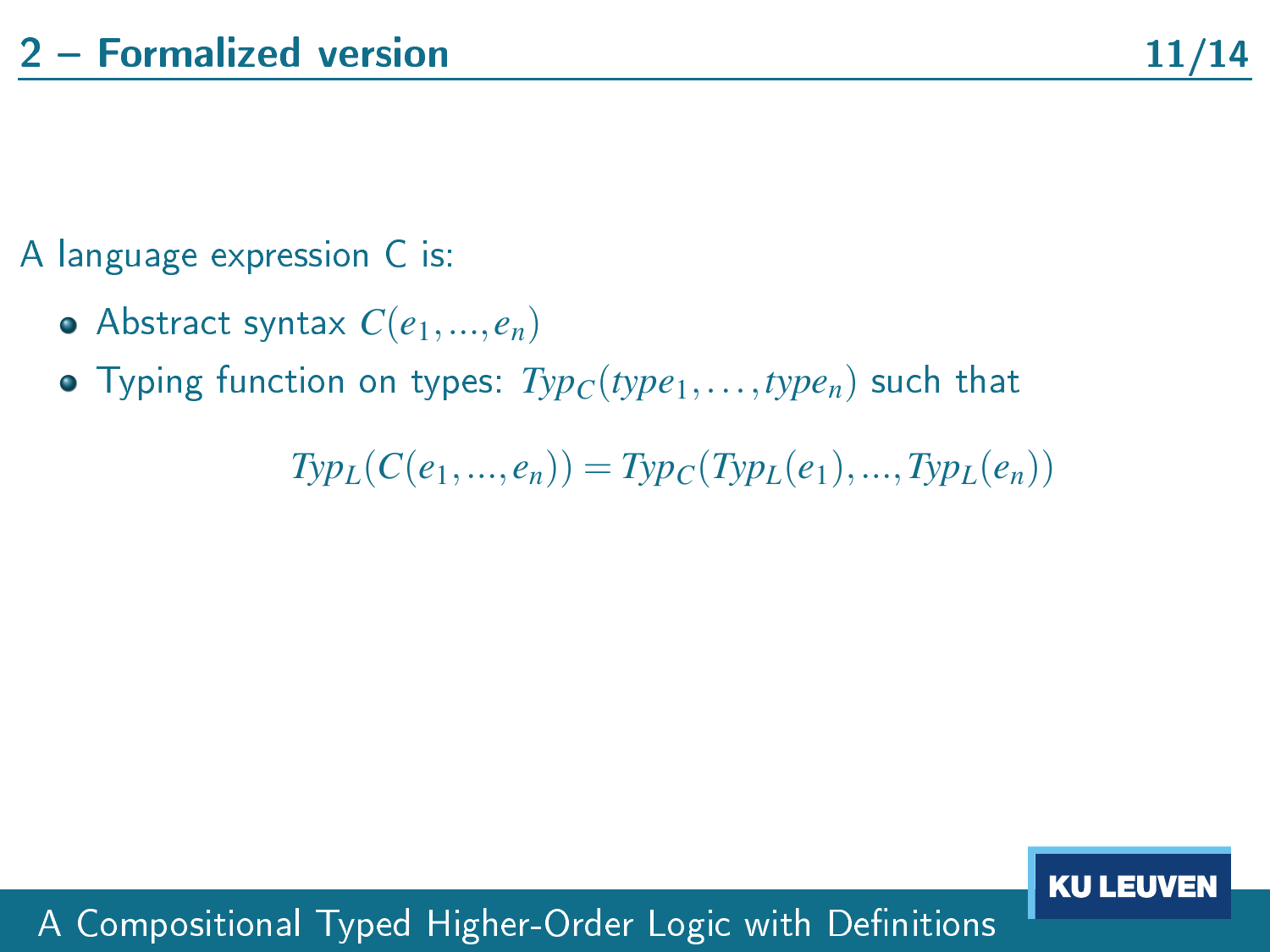## 2 – Formalized version

A language expression C is:

- Abstract syntax $C(e_1, ..., e_n)$
- Typing function on types: $Typ_C(type_1, \ldots, type_n)$ such that

$$Typ_L(C(e_1, ..., e_n)) = Typ_C(Typ_L(e_1), ..., Typ_L(e_n))$$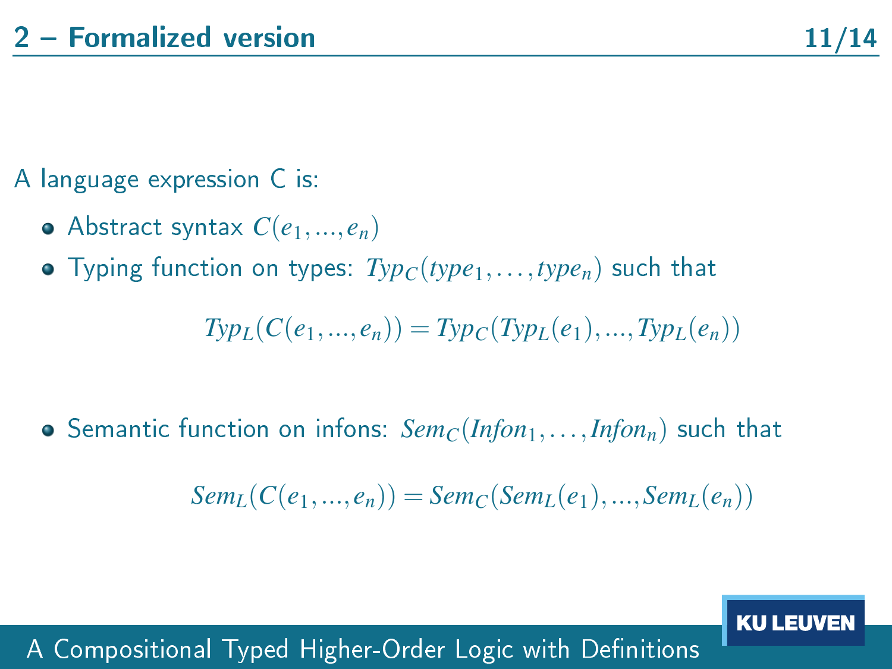## 2 – Formalized version

A language expression C is:

- Abstract syntax $C(e_1, ..., e_n)$
- Typing function on types: $Typ_C(type_1, \ldots, type_n)$ such that

$$Typ_L(C(e_1, ..., e_n)) = Typ_C(Typ_L(e_1), ..., Typ_L(e_n))$$

- Semantic function on infons: $Sem_C(Infon_1, \ldots, Infon_n)$ such that

$$Sem_L(C(e_1, ..., e_n)) = Sem_C(Sem_L(e_1), ..., Sem_L(e_n))$$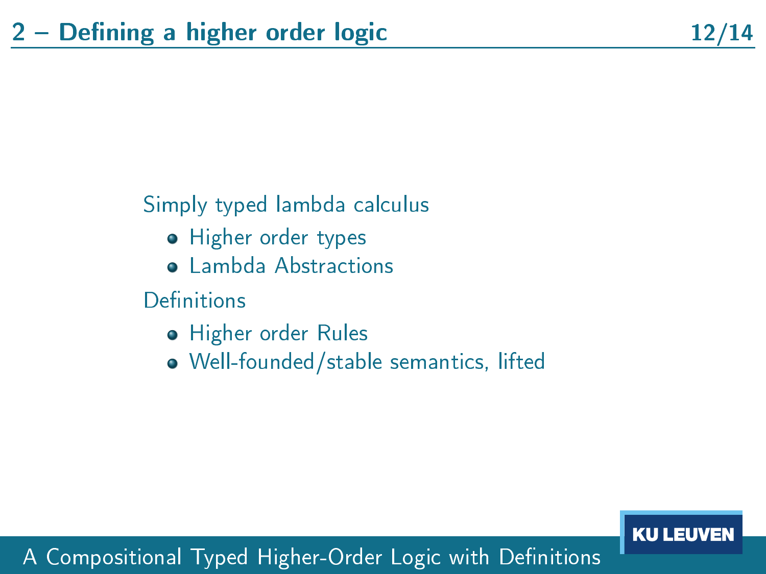## 2 – Defining a higher order logic

Simply typed lambda calculus

- Higher order types
- Lambda Abstractions

Definitions

- Higher order Rules
- Well-founded/stable semantics, lifted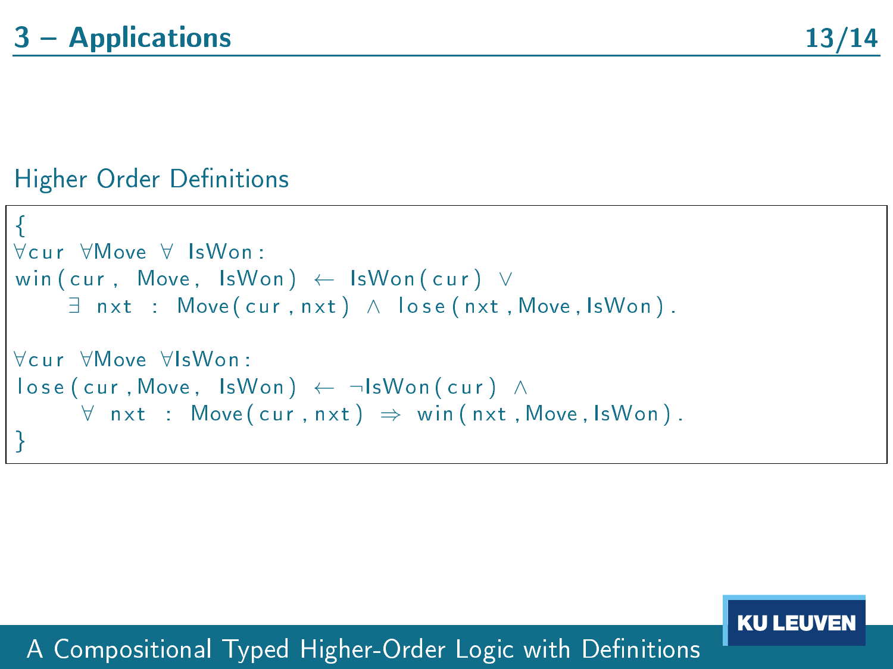## 3 – Applications

### Higher Order Definitions

```
{
∀cur ∀Move ∀ IsWon:
win(cur, Move, IsWon) ← IsWon(cur) ∨
    ∃ nxt : Move(cur,nxt) ∧ lose(nxt,Move,IsWon).

∀cur ∀Move ∀IsWon:
lose(cur,Move, IsWon) ← ¬IsWon(cur) ∧
     ∀ nxt : Move(cur, nxt) ⇒ win(nxt,Move,IsWon).
}
```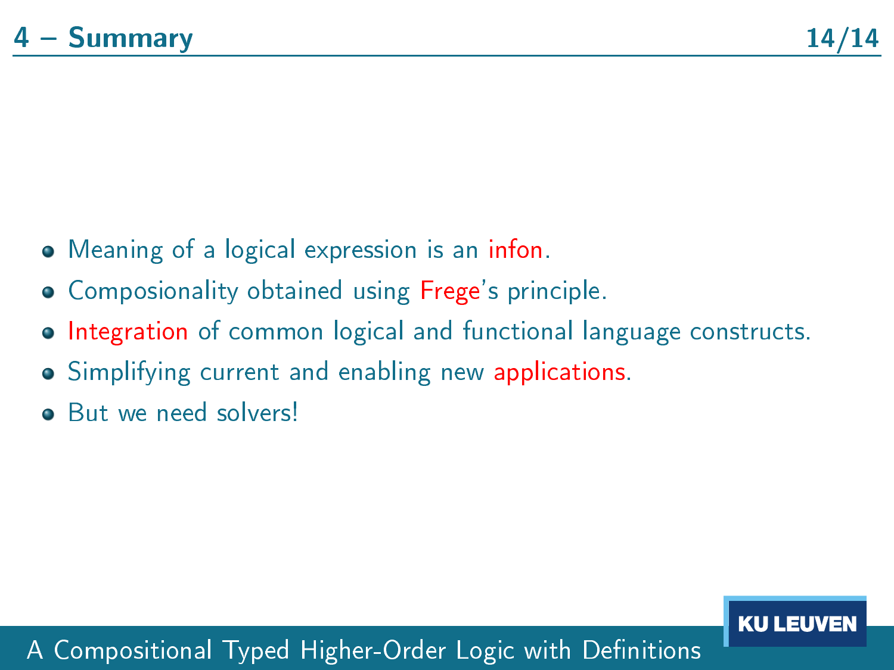## 4 – Summary

- Meaning of a logical expression is an infon.
- Composionality obtained using Frege's principle.
- Integration of common logical and functional language constructs.
- Simplifying current and enabling new applications.
- But we need solvers!